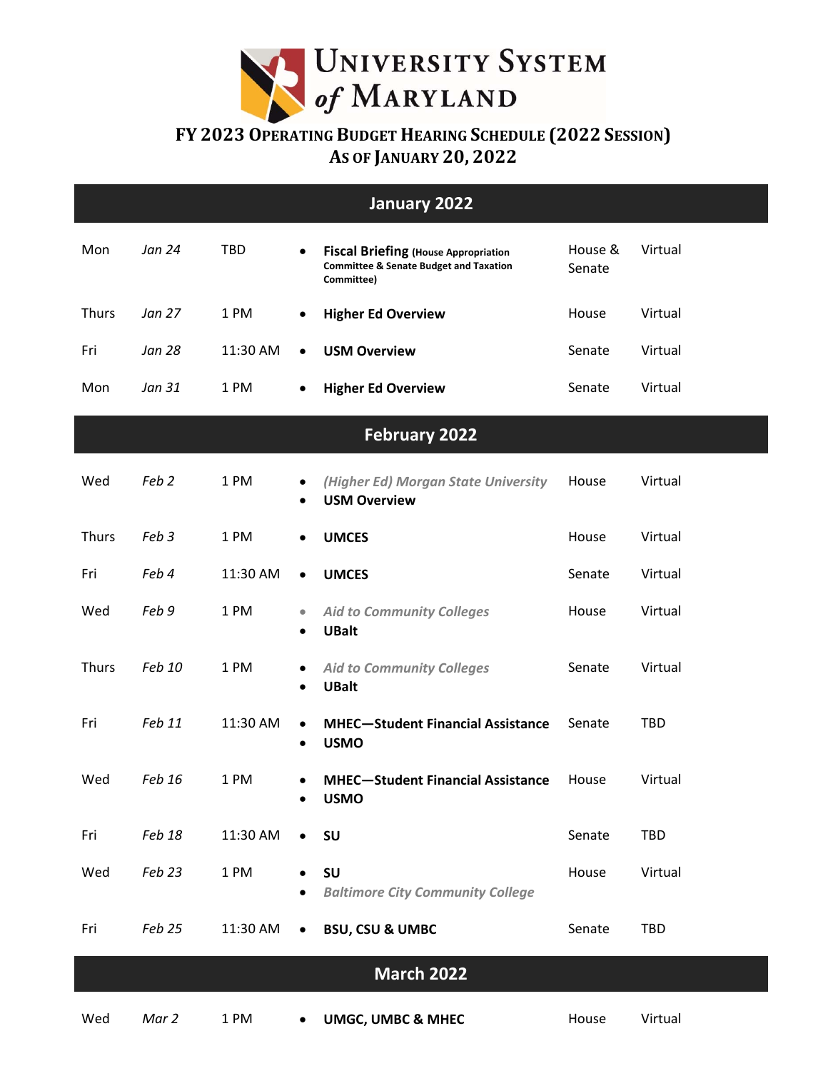# University System of Maryland

## FY 2023 Operating Budget Hearing Schedule (2022 Session)
## As of January 20, 2022

| | | | | | |
|---|---|---|---|---|---|
| **January 2022** | | | | | |
| Mon | *Jan 24* | TBD | • **Fiscal Briefing** (House Appropriation Committee & Senate Budget and Taxation Committee) | House & Senate | Virtual |
| Thurs | *Jan 27* | 1 PM | • **Higher Ed Overview** | House | Virtual |
| Fri | *Jan 28* | 11:30 AM | • **USM Overview** | Senate | Virtual |
| Mon | *Jan 31* | 1 PM | • **Higher Ed Overview** | Senate | Virtual |
| **February 2022** | | | | | |
| Wed | *Feb 2* | 1 PM | • *(Higher Ed) Morgan State University*<br>• **USM Overview** | House | Virtual |
| Thurs | *Feb 3* | 1 PM | • **UMCES** | House | Virtual |
| Fri | *Feb 4* | 11:30 AM | • **UMCES** | Senate | Virtual |
| Wed | *Feb 9* | 1 PM | • *Aid to Community Colleges*<br>• **UBalt** | House | Virtual |
| Thurs | *Feb 10* | 1 PM | • *Aid to Community Colleges*<br>• **UBalt** | Senate | Virtual |
| Fri | *Feb 11* | 11:30 AM | • **MHEC—Student Financial Assistance**<br>• **USMO** | Senate | TBD |
| Wed | *Feb 16* | 1 PM | • **MHEC—Student Financial Assistance**<br>• **USMO** | House | Virtual |
| Fri | *Feb 18* | 11:30 AM | • **SU** | Senate | TBD |
| Wed | *Feb 23* | 1 PM | • **SU**<br>• *Baltimore City Community College* | House | Virtual |
| Fri | *Feb 25* | 11:30 AM | • **BSU, CSU & UMBC** | Senate | TBD |
| **March 2022** | | | | | |
| Wed | *Mar 2* | 1 PM | • **UMGC, UMBC & MHEC** | House | Virtual |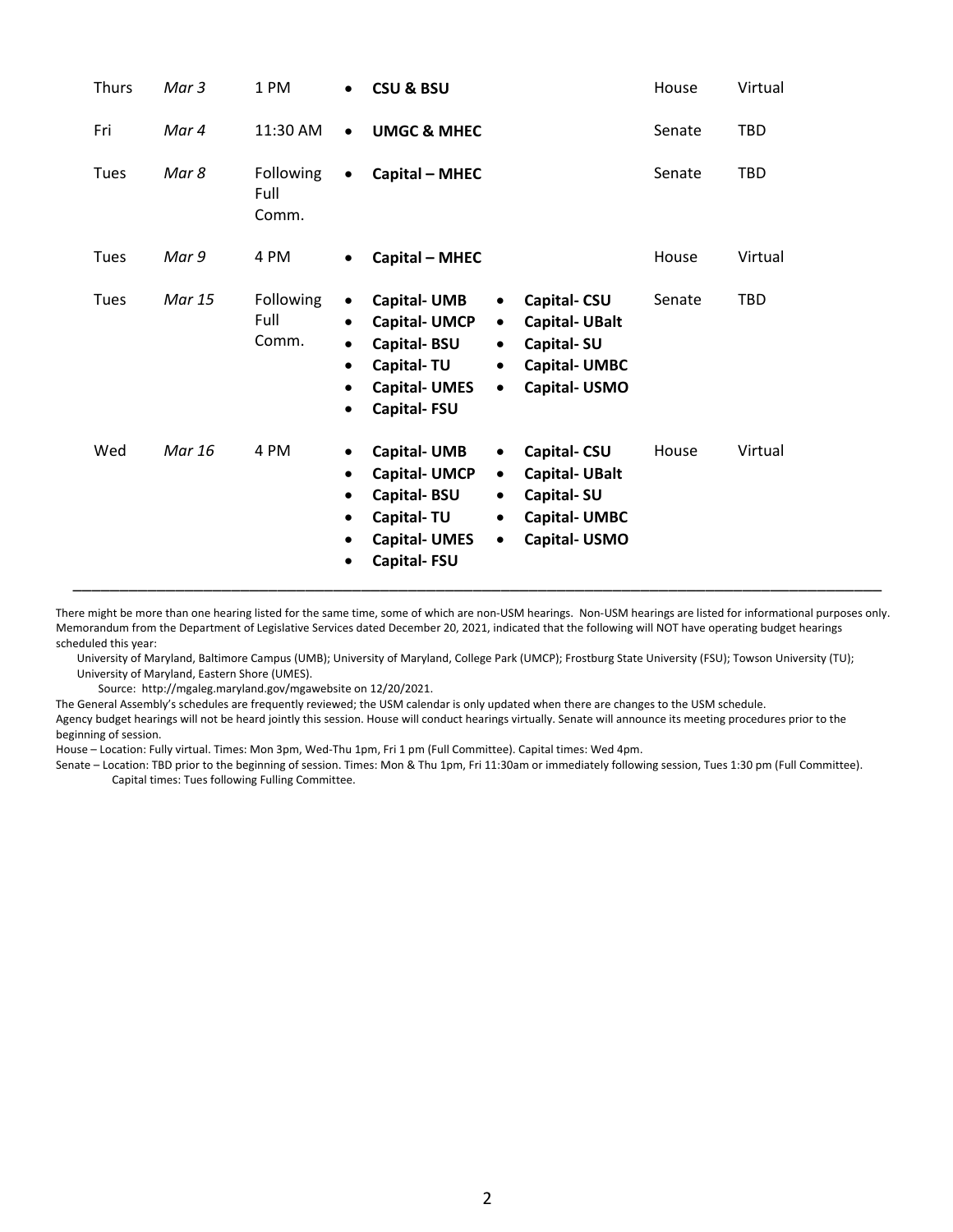| | | | | | |
|---|---|---|---|---|---|
| Thurs | *Mar 3* | 1 PM | • **CSU & BSU** | House | Virtual |
| Fri | *Mar 4* | 11:30 AM | • **UMGC & MHEC** | Senate | TBD |
| Tues | *Mar 8* | Following Full Comm. | • **Capital – MHEC** | Senate | TBD |
| Tues | *Mar 9* | 4 PM | • **Capital – MHEC** | House | Virtual |
| Tues | *Mar 15* | Following Full Comm. | • **Capital- UMB** • **Capital- UMCP** • **Capital- BSU** • **Capital- TU** • **Capital- UMES** • **Capital- FSU** • **Capital- CSU** • **Capital- UBalt** • **Capital- SU** • **Capital- UMBC** • **Capital- USMO** | Senate | TBD |
| Wed | *Mar 16* | 4 PM | • **Capital- UMB** • **Capital- UMCP** • **Capital- BSU** • **Capital- TU** • **Capital- UMES** • **Capital- FSU** • **Capital- CSU** • **Capital- UBalt** • **Capital- SU** • **Capital- UMBC** • **Capital- USMO** | House | Virtual |

There might be more than one hearing listed for the same time, some of which are non-USM hearings. Non-USM hearings are listed for informational purposes only.
Memorandum from the Department of Legislative Services dated December 20, 2021, indicated that the following will NOT have operating budget hearings scheduled this year:

University of Maryland, Baltimore Campus (UMB); University of Maryland, College Park (UMCP); Frostburg State University (FSU); Towson University (TU); University of Maryland, Eastern Shore (UMES).

Source: http://mgaleg.maryland.gov/mgawebsite on 12/20/2021.

The General Assembly's schedules are frequently reviewed; the USM calendar is only updated when there are changes to the USM schedule.
Agency budget hearings will not be heard jointly this session. House will conduct hearings virtually. Senate will announce its meeting procedures prior to the beginning of session.
House – Location: Fully virtual. Times: Mon 3pm, Wed-Thu 1pm, Fri 1 pm (Full Committee). Capital times: Wed 4pm.
Senate – Location: TBD prior to the beginning of session. Times: Mon & Thu 1pm, Fri 11:30am or immediately following session, Tues 1:30 pm (Full Committee).
Capital times: Tues following Fulling Committee.